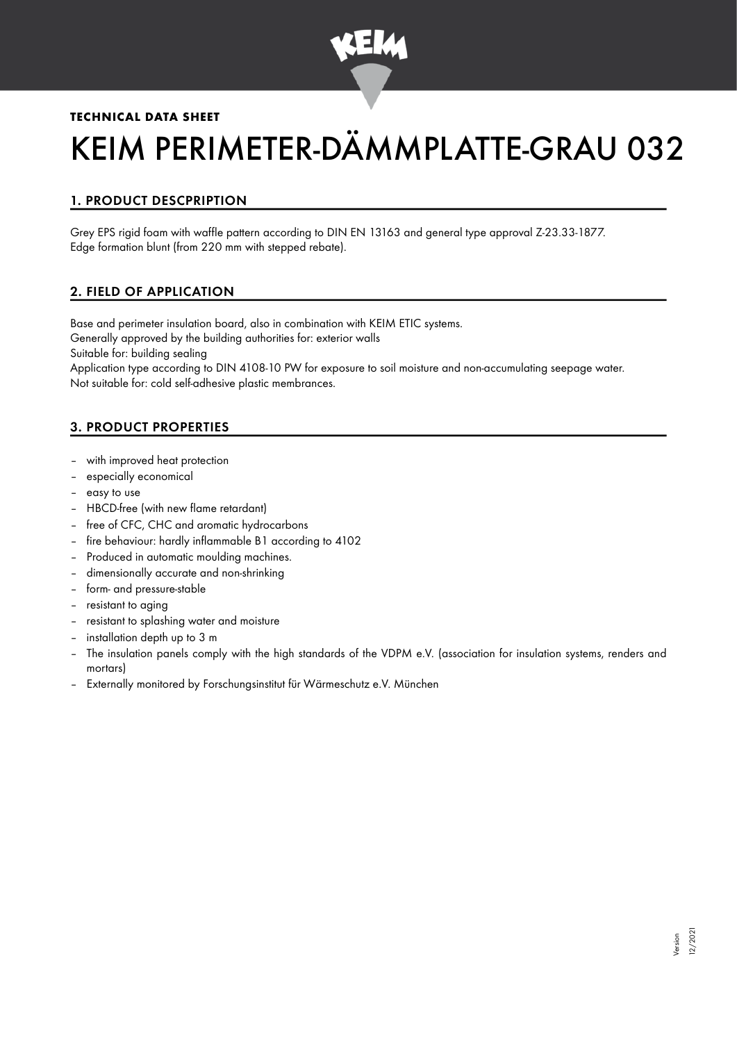**TECHNICAL DATA SHEET**

# KEIM PERIMETER-DÄMMPLATTE-GRAU 032

## 1. PRODUCT DESCPRIPTION

Grey EPS rigid foam with waffle pattern according to DIN EN 13163 and general type approval Z-23.33-1877.
Edge formation blunt (from 220 mm with stepped rebate).

## 2. FIELD OF APPLICATION

Base and perimeter insulation board, also in combination with KEIM ETIC systems.
Generally approved by the building authorities for: exterior walls
Suitable for: building sealing
Application type according to DIN 4108-10 PW for exposure to soil moisture and non-accumulating seepage water.
Not suitable for: cold self-adhesive plastic membrances.

## 3. PRODUCT PROPERTIES

- with improved heat protection
- especially economical
- easy to use
- HBCD-free (with new flame retardant)
- free of CFC, CHC and aromatic hydrocarbons
- fire behaviour: hardly inflammable B1 according to 4102
- Produced in automatic moulding machines.
- dimensionally accurate and non-shrinking
- form- and pressure-stable
- resistant to aging
- resistant to splashing water and moisture
- installation depth up to 3 m
- The insulation panels comply with the high standards of the VDPM e.V. (association for insulation systems, renders and mortars)
- Externally monitored by Forschungsinstitut für Wärmeschutz e.V. München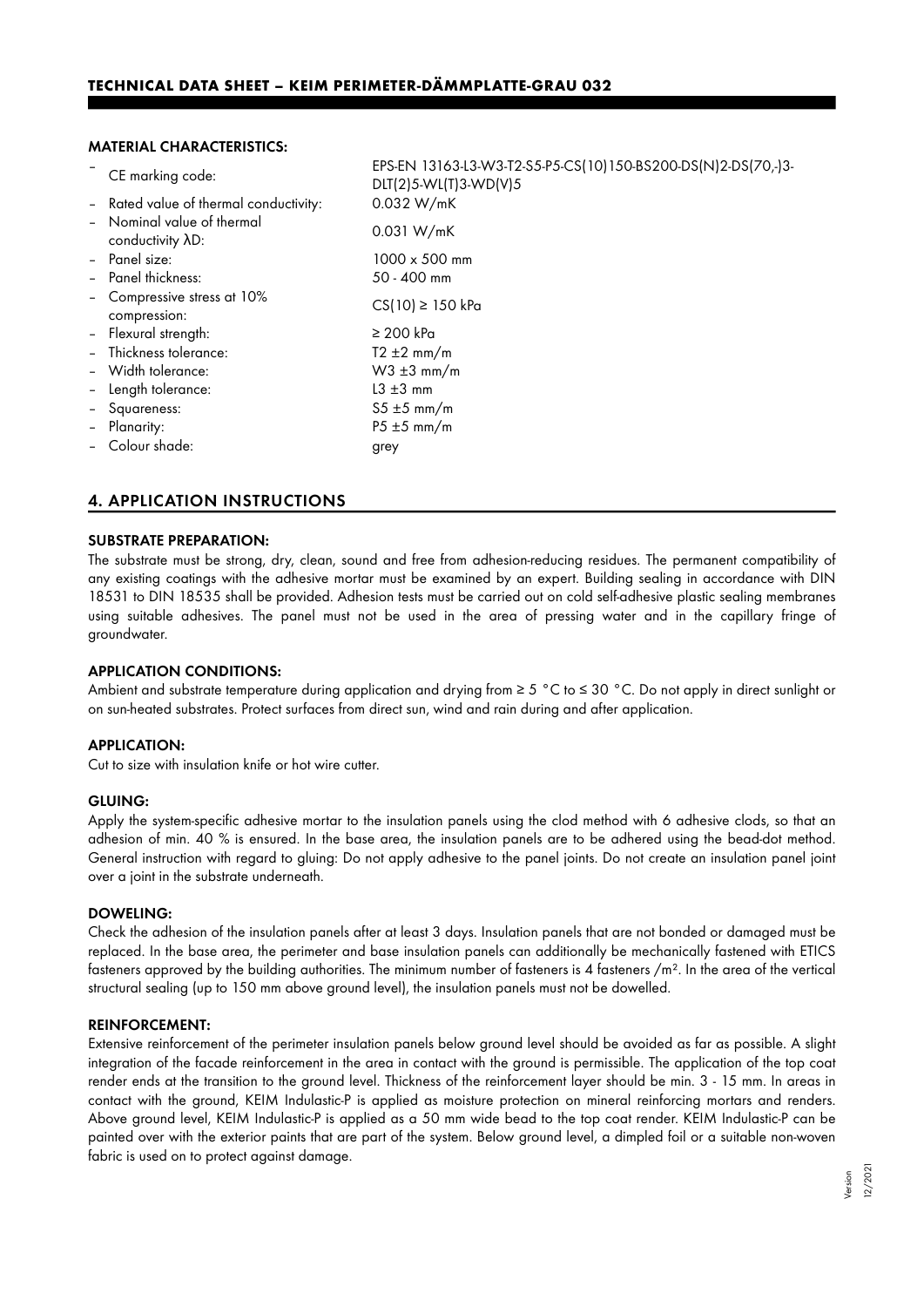#### MATERIAL CHARACTERISTICS:

- CE marking code: EPS-EN 13163-L3-W3-T2-S5-P5-CS(10)150-BS200-DS(N)2-DS(70,-)3-DLT(2)5-WL(T)3-WD(V)5
- Rated value of thermal conductivity: 0.032 W/mK
- Nominal value of thermal conductivity λD: 0.031 W/mK
- Panel size: 1000 x 500 mm
- Panel thickness: 50 - 400 mm
- Compressive stress at 10% compression: CS(10) ≥ 150 kPa
- Flexural strength: ≥ 200 kPa
- Thickness tolerance: T2 ±2 mm/m
- Width tolerance: W3 ±3 mm/m
- Length tolerance: L3 ±3 mm
- Squareness: S5 ±5 mm/m
- Planarity: P5 ±5 mm/m
- Colour shade: grey

## 4. APPLICATION INSTRUCTIONS

#### SUBSTRATE PREPARATION:

The substrate must be strong, dry, clean, sound and free from adhesion-reducing residues. The permanent compatibility of any existing coatings with the adhesive mortar must be examined by an expert. Building sealing in accordance with DIN 18531 to DIN 18535 shall be provided. Adhesion tests must be carried out on cold self-adhesive plastic sealing membranes using suitable adhesives. The panel must not be used in the area of pressing water and in the capillary fringe of groundwater.

#### APPLICATION CONDITIONS:

Ambient and substrate temperature during application and drying from ≥ 5 °C to ≤ 30 °C. Do not apply in direct sunlight or on sun-heated substrates. Protect surfaces from direct sun, wind and rain during and after application.

#### APPLICATION:

Cut to size with insulation knife or hot wire cutter.

#### GLUING:

Apply the system-specific adhesive mortar to the insulation panels using the clod method with 6 adhesive clods, so that an adhesion of min. 40 % is ensured. In the base area, the insulation panels are to be adhered using the bead-dot method. General instruction with regard to gluing: Do not apply adhesive to the panel joints. Do not create an insulation panel joint over a joint in the substrate underneath.

#### DOWELING:

Check the adhesion of the insulation panels after at least 3 days. Insulation panels that are not bonded or damaged must be replaced. In the base area, the perimeter and base insulation panels can additionally be mechanically fastened with ETICS fasteners approved by the building authorities. The minimum number of fasteners is 4 fasteners /m². In the area of the vertical structural sealing (up to 150 mm above ground level), the insulation panels must not be dowelled.

#### REINFORCEMENT:

Extensive reinforcement of the perimeter insulation panels below ground level should be avoided as far as possible. A slight integration of the facade reinforcement in the area in contact with the ground is permissible. The application of the top coat render ends at the transition to the ground level. Thickness of the reinforcement layer should be min. 3 - 15 mm. In areas in contact with the ground, KEIM Indulastic-P is applied as moisture protection on mineral reinforcing mortars and renders. Above ground level, KEIM Indulastic-P is applied as a 50 mm wide bead to the top coat render. KEIM Indulastic-P can be painted over with the exterior paints that are part of the system. Below ground level, a dimpled foil or a suitable non-woven fabric is used on to protect against damage.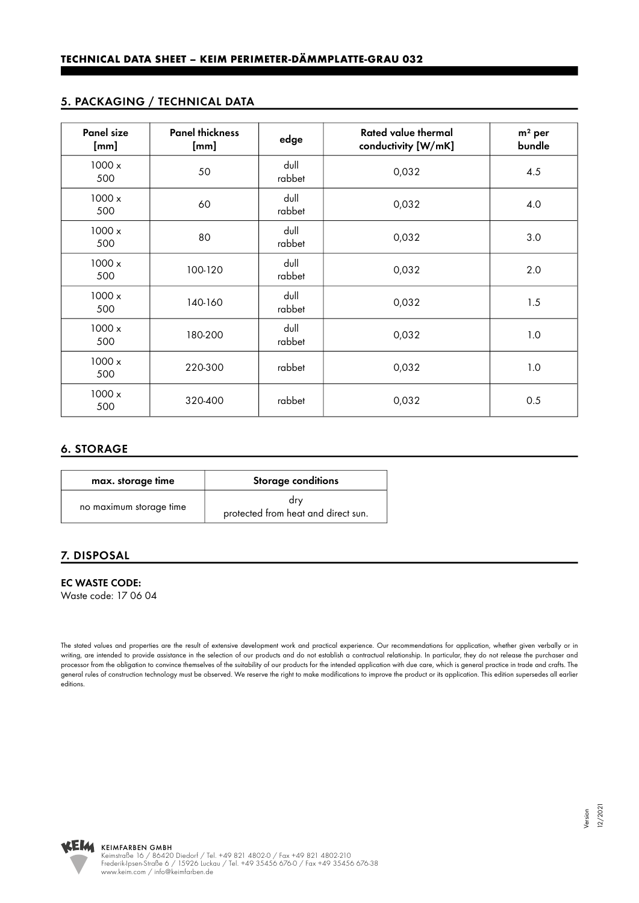## 5. PACKAGING / TECHNICAL DATA

| Panel size [mm] | Panel thickness [mm] | edge | Rated value thermal conductivity [W/mK] | m² per bundle |
|---|---|---|---|---|
| 1000 x 500 | 50 | dull rabbet | 0,032 | 4.5 |
| 1000 x 500 | 60 | dull rabbet | 0,032 | 4.0 |
| 1000 x 500 | 80 | dull rabbet | 0,032 | 3.0 |
| 1000 x 500 | 100-120 | dull rabbet | 0,032 | 2.0 |
| 1000 x 500 | 140-160 | dull rabbet | 0,032 | 1.5 |
| 1000 x 500 | 180-200 | dull rabbet | 0,032 | 1.0 |
| 1000 x 500 | 220-300 | rabbet | 0,032 | 1.0 |
| 1000 x 500 | 320-400 | rabbet | 0,032 | 0.5 |

## 6. STORAGE

| max. storage time | Storage conditions |
|---|---|
| no maximum storage time | dry<br>protected from heat and direct sun. |

## 7. DISPOSAL

**EC WASTE CODE:**

Waste code: 17 06 04

The stated values and properties are the result of extensive development work and practical experience. Our recommendations for application, whether given verbally or in writing, are intended to provide assistance in the selection of our products and do not establish a contractual relationship. In particular, they do not release the purchaser and processor from the obligation to convince themselves of the suitability of our products for the intended application with due care, which is general practice in trade and crafts. The general rules of construction technology must be observed. We reserve the right to make modifications to improve the product or its application. This edition supersedes all earlier editions.

Version 12/2021

KEIMFARBEN GMBH
Keimstraße 16 / 86420 Diedorf / Tel. +49 821 4802-0 / Fax +49 821 4802-210
Frederik-Ipsen-Straße 6 / 15926 Luckau / Tel. +49 35456 676-0 / Fax +49 35456 676-38
www.keim.com / info@keimfarben.de